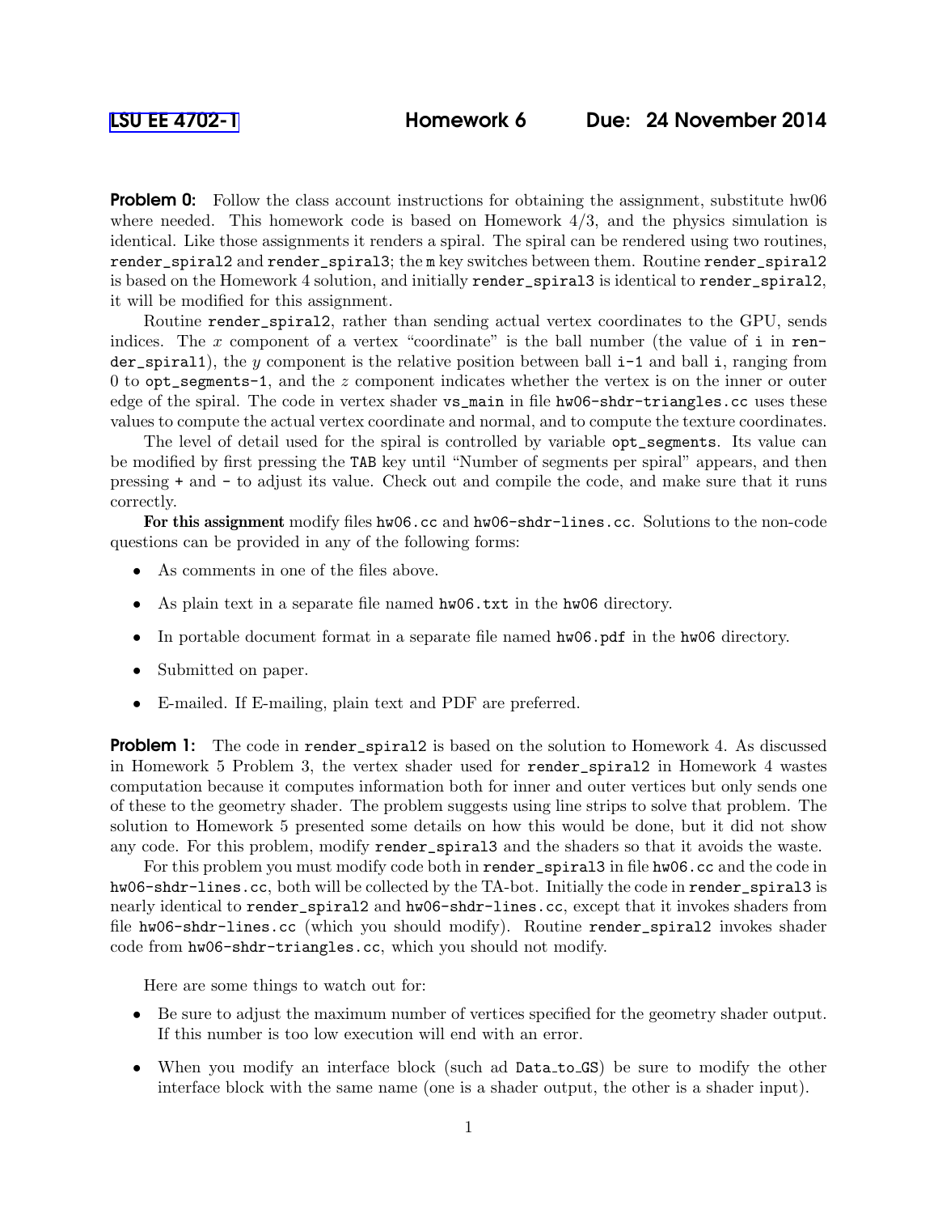**LSU EE 4702-1** **Homework 6** **Due: 24 November 2014**

**Problem 0:** Follow the class account instructions for obtaining the assignment, substitute hw06 where needed. This homework code is based on Homework 4/3, and the physics simulation is identical. Like those assignments it renders a spiral. The spiral can be rendered using two routines, `render_spiral2` and `render_spiral3`; the `m` key switches between them. Routine `render_spiral2` is based on the Homework 4 solution, and initially `render_spiral3` is identical to `render_spiral2`, it will be modified for this assignment.

Routine `render_spiral2`, rather than sending actual vertex coordinates to the GPU, sends indices. The $x$ component of a vertex "coordinate" is the ball number (the value of `i` in `render_spiral1`), the $y$ component is the relative position between ball `i-1` and ball `i`, ranging from 0 to `opt_segments-1`, and the $z$ component indicates whether the vertex is on the inner or outer edge of the spiral. The code in vertex shader `vs_main` in file `hw06-shdr-triangles.cc` uses these values to compute the actual vertex coordinate and normal, and to compute the texture coordinates.

The level of detail used for the spiral is controlled by variable `opt_segments`. Its value can be modified by first pressing the `TAB` key until "Number of segments per spiral" appears, and then pressing `+` and `-` to adjust its value. Check out and compile the code, and make sure that it runs correctly.

**For this assignment** modify files `hw06.cc` and `hw06-shdr-lines.cc`. Solutions to the non-code questions can be provided in any of the following forms:

- As comments in one of the files above.
- As plain text in a separate file named `hw06.txt` in the `hw06` directory.
- In portable document format in a separate file named `hw06.pdf` in the `hw06` directory.
- Submitted on paper.
- E-mailed. If E-mailing, plain text and PDF are preferred.

**Problem 1:** The code in `render_spiral2` is based on the solution to Homework 4. As discussed in Homework 5 Problem 3, the vertex shader used for `render_spiral2` in Homework 4 wastes computation because it computes information both for inner and outer vertices but only sends one of these to the geometry shader. The problem suggests using line strips to solve that problem. The solution to Homework 5 presented some details on how this would be done, but it did not show any code. For this problem, modify `render_spiral3` and the shaders so that it avoids the waste.

For this problem you must modify code both in `render_spiral3` in file `hw06.cc` and the code in `hw06-shdr-lines.cc`, both will be collected by the TA-bot. Initially the code in `render_spiral3` is nearly identical to `render_spiral2` and `hw06-shdr-lines.cc`, except that it invokes shaders from file `hw06-shdr-lines.cc` (which you should modify). Routine `render_spiral2` invokes shader code from `hw06-shdr-triangles.cc`, which you should not modify.

Here are some things to watch out for:

- Be sure to adjust the maximum number of vertices specified for the geometry shader output. If this number is too low execution will end with an error.
- When you modify an interface block (such ad `Data_to_GS`) be sure to modify the other interface block with the same name (one is a shader output, the other is a shader input).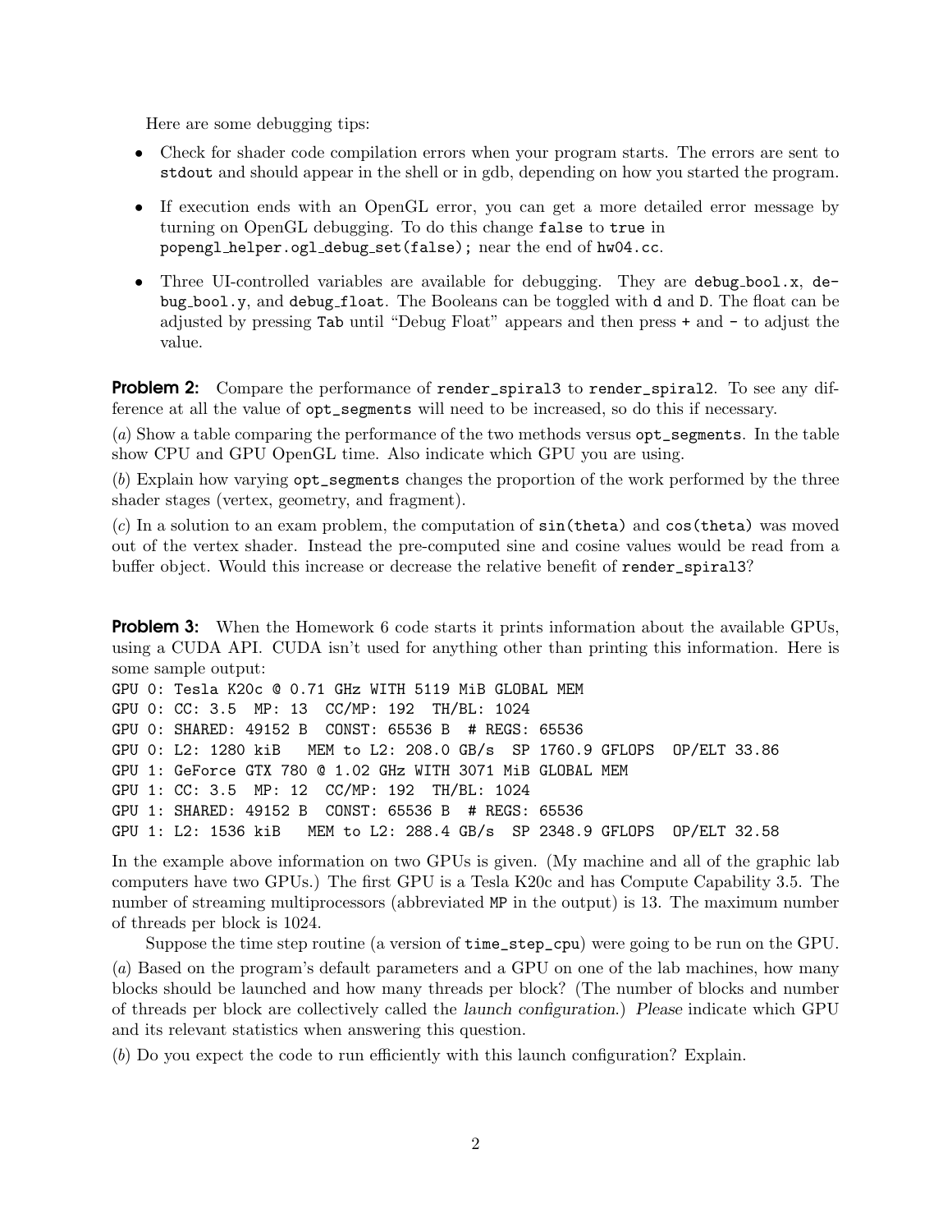Here are some debugging tips:

- Check for shader code compilation errors when your program starts. The errors are sent to `stdout` and should appear in the shell or in gdb, depending on how you started the program.
- If execution ends with an OpenGL error, you can get a more detailed error message by turning on OpenGL debugging. To do this change `false` to `true` in `popengl_helper.ogl_debug_set(false);` near the end of `hw04.cc`.
- Three UI-controlled variables are available for debugging. They are `debug_bool.x`, `debug_bool.y`, and `debug_float`. The Booleans can be toggled with `d` and `D`. The float can be adjusted by pressing `Tab` until "Debug Float" appears and then press `+` and `-` to adjust the value.

**Problem 2:** Compare the performance of `render_spiral3` to `render_spiral2`. To see any difference at all the value of `opt_segments` will need to be increased, so do this if necessary.

(*a*) Show a table comparing the performance of the two methods versus `opt_segments`. In the table show CPU and GPU OpenGL time. Also indicate which GPU you are using.

(*b*) Explain how varying `opt_segments` changes the proportion of the work performed by the three shader stages (vertex, geometry, and fragment).

(*c*) In a solution to an exam problem, the computation of `sin(theta)` and `cos(theta)` was moved out of the vertex shader. Instead the pre-computed sine and cosine values would be read from a buffer object. Would this increase or decrease the relative benefit of `render_spiral3`?

**Problem 3:** When the Homework 6 code starts it prints information about the available GPUs, using a CUDA API. CUDA isn't used for anything other than printing this information. Here is some sample output:

```
GPU 0: Tesla K20c @ 0.71 GHz WITH 5119 MiB GLOBAL MEM
GPU 0: CC: 3.5  MP: 13  CC/MP: 192  TH/BL: 1024
GPU 0: SHARED: 49152 B  CONST: 65536 B  # REGS: 65536
GPU 0: L2: 1280 kiB   MEM to L2: 208.0 GB/s  SP 1760.9 GFLOPS  OP/ELT 33.86
GPU 1: GeForce GTX 780 @ 1.02 GHz WITH 3071 MiB GLOBAL MEM
GPU 1: CC: 3.5  MP: 12  CC/MP: 192  TH/BL: 1024
GPU 1: SHARED: 49152 B  CONST: 65536 B  # REGS: 65536
GPU 1: L2: 1536 kiB   MEM to L2: 288.4 GB/s  SP 2348.9 GFLOPS  OP/ELT 32.58
```

In the example above information on two GPUs is given. (My machine and all of the graphic lab computers have two GPUs.) The first GPU is a Tesla K20c and has Compute Capability 3.5. The number of streaming multiprocessors (abbreviated `MP` in the output) is 13. The maximum number of threads per block is 1024.

Suppose the time step routine (a version of `time_step_cpu`) were going to be run on the GPU.

(*a*) Based on the program's default parameters and a GPU on one of the lab machines, how many blocks should be launched and how many threads per block? (The number of blocks and number of threads per block are collectively called the *launch configuration*.) *Please* indicate which GPU and its relevant statistics when answering this question.

(*b*) Do you expect the code to run efficiently with this launch configuration? Explain.